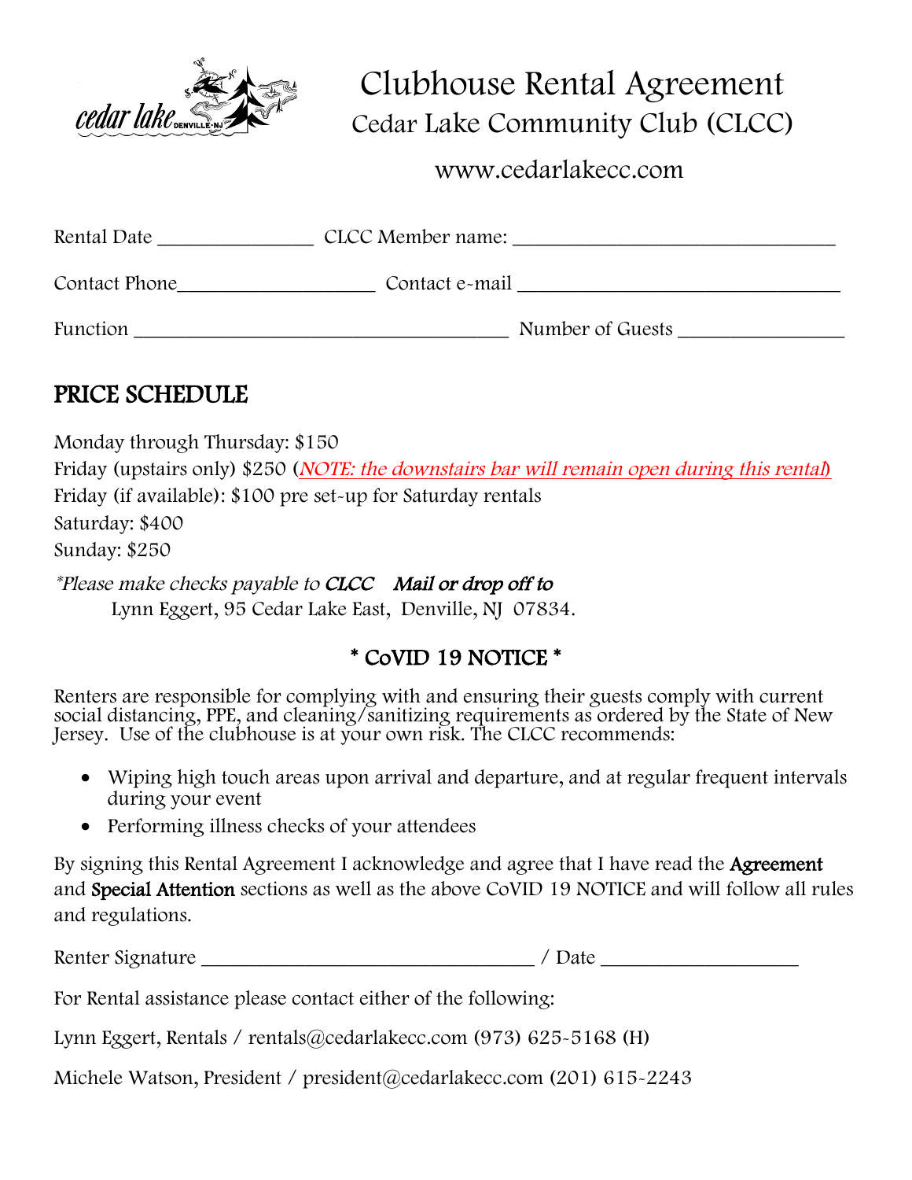# Clubhouse Rental Agreement

## Cedar Lake Community Club (CLCC)

www.cedarlakecc.com

Rental Date _______________ CLCC Member name: ________________________________

Contact Phone___________________ Contact e-mail ________________________________

Function ____________________________________ Number of Guests ________________

## PRICE SCHEDULE

Monday through Thursday: $150

Friday (upstairs only) $250 (*NOTE: the downstairs bar will remain open during this rental*)

Friday (if available): $100 pre set-up for Saturday rentals

Saturday: $400

Sunday: $250

*\*Please make checks payable to* ***CLCC*** ***Mail or drop off to***

Lynn Eggert, 95 Cedar Lake East, Denville, NJ 07834.

### * CoVID 19 NOTICE *

Renters are responsible for complying with and ensuring their guests comply with current social distancing, PPE, and cleaning/sanitizing requirements as ordered by the State of New Jersey. Use of the clubhouse is at your own risk. The CLCC recommends:

- Wiping high touch areas upon arrival and departure, and at regular frequent intervals during your event
- Performing illness checks of your attendees

By signing this Rental Agreement I acknowledge and agree that I have read the **Agreement** and **Special Attention** sections as well as the above CoVID 19 NOTICE and will follow all rules and regulations.

Renter Signature _________________________________ / Date ___________________

For Rental assistance please contact either of the following:

Lynn Eggert, Rentals / rentals@cedarlakecc.com (973) 625-5168 (H)

Michele Watson, President / president@cedarlakecc.com (201) 615-2243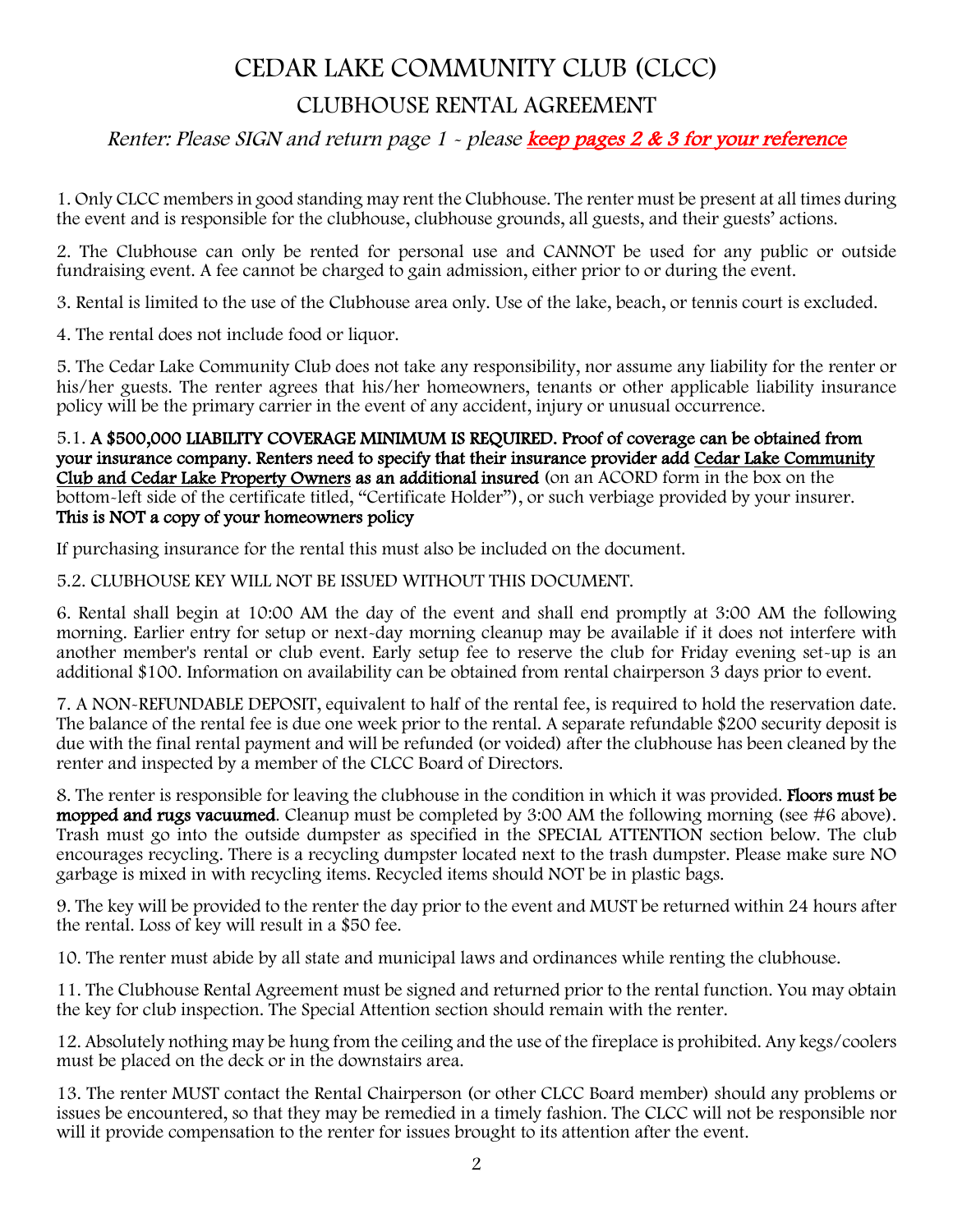# CEDAR LAKE COMMUNITY CLUB (CLCC)

## CLUBHOUSE RENTAL AGREEMENT

*Renter: Please SIGN and return page 1 - please* ***keep pages 2 & 3 for your reference***

1. Only CLCC members in good standing may rent the Clubhouse. The renter must be present at all times during the event and is responsible for the clubhouse, clubhouse grounds, all guests, and their guests' actions.

2. The Clubhouse can only be rented for personal use and CANNOT be used for any public or outside fundraising event. A fee cannot be charged to gain admission, either prior to or during the event.

3. Rental is limited to the use of the Clubhouse area only. Use of the lake, beach, or tennis court is excluded.

4. The rental does not include food or liquor.

5. The Cedar Lake Community Club does not take any responsibility, nor assume any liability for the renter or his/her guests. The renter agrees that his/her homeowners, tenants or other applicable liability insurance policy will be the primary carrier in the event of any accident, injury or unusual occurrence.

5.1. **A $500,000 LIABILITY COVERAGE MINIMUM IS REQUIRED. Proof of coverage can be obtained from your insurance company. Renters need to specify that their insurance provider add Cedar Lake Community Club and Cedar Lake Property Owners as an additional insured** (on an ACORD form in the box on the bottom-left side of the certificate titled, "Certificate Holder"), or such verbiage provided by your insurer. **This is NOT a copy of your homeowners policy**

If purchasing insurance for the rental this must also be included on the document.

5.2. CLUBHOUSE KEY WILL NOT BE ISSUED WITHOUT THIS DOCUMENT.

6. Rental shall begin at 10:00 AM the day of the event and shall end promptly at 3:00 AM the following morning. Earlier entry for setup or next-day morning cleanup may be available if it does not interfere with another member's rental or club event. Early setup fee to reserve the club for Friday evening set-up is an additional $100. Information on availability can be obtained from rental chairperson 3 days prior to event.

7. A NON-REFUNDABLE DEPOSIT, equivalent to half of the rental fee, is required to hold the reservation date. The balance of the rental fee is due one week prior to the rental. A separate refundable $200 security deposit is due with the final rental payment and will be refunded (or voided) after the clubhouse has been cleaned by the renter and inspected by a member of the CLCC Board of Directors.

8. The renter is responsible for leaving the clubhouse in the condition in which it was provided. **Floors must be mopped and rugs vacuumed**. Cleanup must be completed by 3:00 AM the following morning (see #6 above). Trash must go into the outside dumpster as specified in the SPECIAL ATTENTION section below. The club encourages recycling. There is a recycling dumpster located next to the trash dumpster. Please make sure NO garbage is mixed in with recycling items. Recycled items should NOT be in plastic bags.

9. The key will be provided to the renter the day prior to the event and MUST be returned within 24 hours after the rental. Loss of key will result in a $50 fee.

10. The renter must abide by all state and municipal laws and ordinances while renting the clubhouse.

11. The Clubhouse Rental Agreement must be signed and returned prior to the rental function. You may obtain the key for club inspection. The Special Attention section should remain with the renter.

12. Absolutely nothing may be hung from the ceiling and the use of the fireplace is prohibited. Any kegs/coolers must be placed on the deck or in the downstairs area.

13. The renter MUST contact the Rental Chairperson (or other CLCC Board member) should any problems or issues be encountered, so that they may be remedied in a timely fashion. The CLCC will not be responsible nor will it provide compensation to the renter for issues brought to its attention after the event.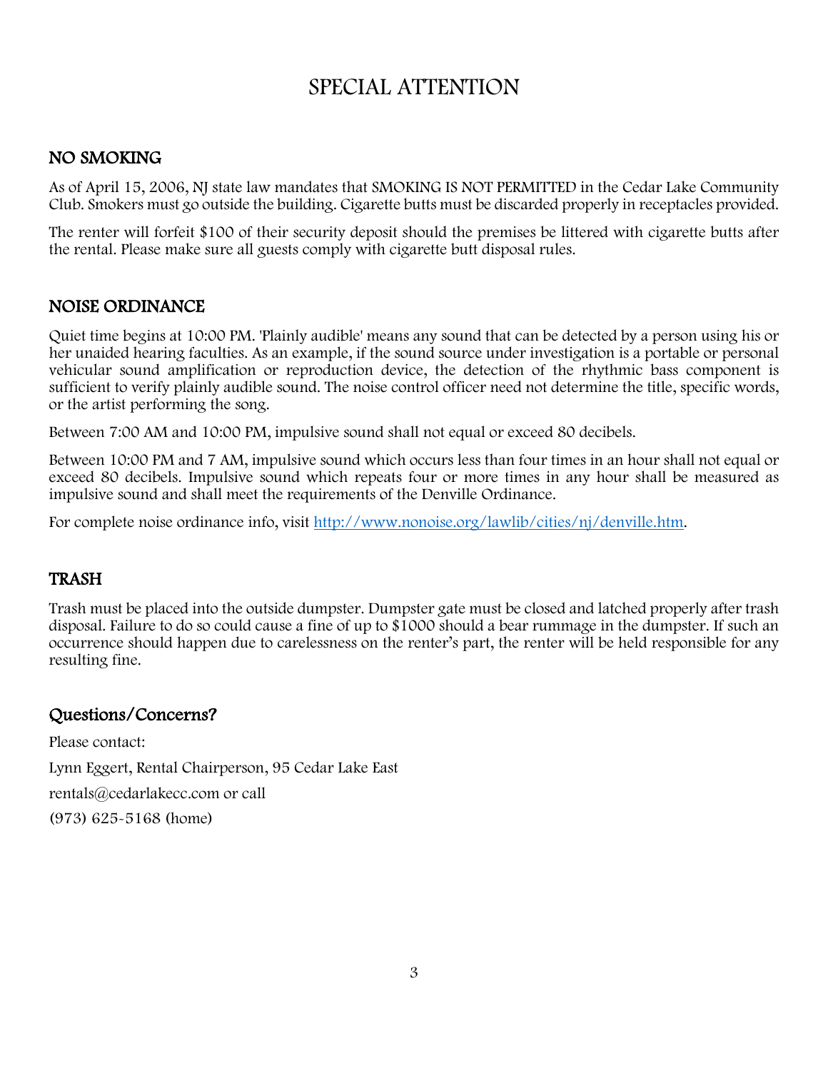# SPECIAL ATTENTION

## NO SMOKING

As of April 15, 2006, NJ state law mandates that SMOKING IS NOT PERMITTED in the Cedar Lake Community Club. Smokers must go outside the building. Cigarette butts must be discarded properly in receptacles provided.

The renter will forfeit $100 of their security deposit should the premises be littered with cigarette butts after the rental. Please make sure all guests comply with cigarette butt disposal rules.

## NOISE ORDINANCE

Quiet time begins at 10:00 PM. 'Plainly audible' means any sound that can be detected by a person using his or her unaided hearing faculties. As an example, if the sound source under investigation is a portable or personal vehicular sound amplification or reproduction device, the detection of the rhythmic bass component is sufficient to verify plainly audible sound. The noise control officer need not determine the title, specific words, or the artist performing the song.

Between 7:00 AM and 10:00 PM, impulsive sound shall not equal or exceed 80 decibels.

Between 10:00 PM and 7 AM, impulsive sound which occurs less than four times in an hour shall not equal or exceed 80 decibels. Impulsive sound which repeats four or more times in any hour shall be measured as impulsive sound and shall meet the requirements of the Denville Ordinance.

For complete noise ordinance info, visit http://www.nonoise.org/lawlib/cities/nj/denville.htm.

## TRASH

Trash must be placed into the outside dumpster. Dumpster gate must be closed and latched properly after trash disposal. Failure to do so could cause a fine of up to $1000 should a bear rummage in the dumpster. If such an occurrence should happen due to carelessness on the renter's part, the renter will be held responsible for any resulting fine.

## Questions/Concerns?

Please contact:

Lynn Eggert, Rental Chairperson, 95 Cedar Lake East

rentals@cedarlakecc.com or call

(973) 625-5168 (home)